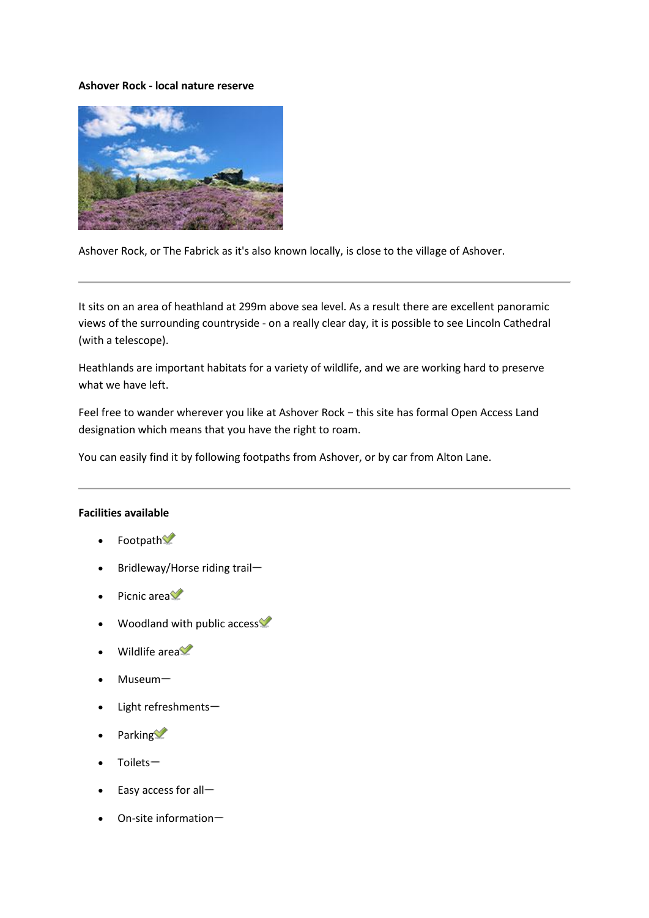**Ashover Rock - local nature reserve**

Ashover Rock, or The Fabrick as it's also known locally, is close to the village of Ashover.

---

It sits on an area of heathland at 299m above sea level. As a result there are excellent panoramic views of the surrounding countryside - on a really clear day, it is possible to see Lincoln Cathedral (with a telescope).

Heathlands are important habitats for a variety of wildlife, and we are working hard to preserve what we have left.

Feel free to wander wherever you like at Ashover Rock – this site has formal Open Access Land designation which means that you have the right to roam.

You can easily find it by following footpaths from Ashover, or by car from Alton Lane.

---

**Facilities available**

- Footpath ✓
- Bridleway/Horse riding trail—
- Picnic area ✓
- Woodland with public access ✓
- Wildlife area ✓
- Museum—
- Light refreshments—
- Parking ✓
- Toilets—
- Easy access for all—
- On-site information—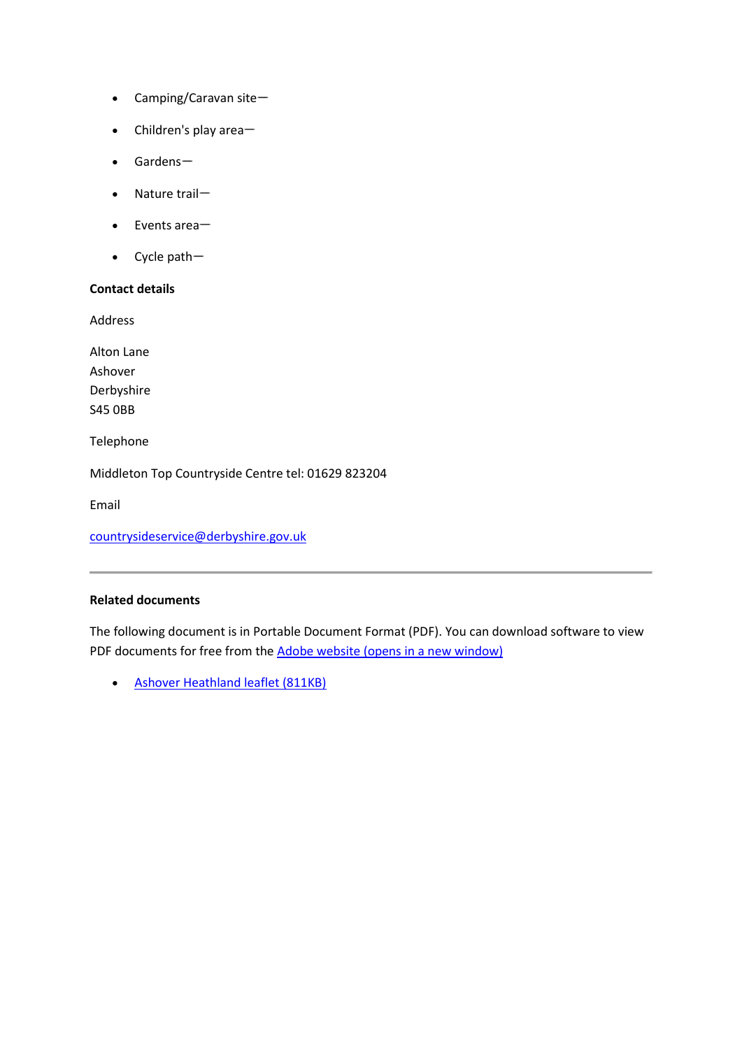- Camping/Caravan site—
- Children's play area—
- Gardens—
- Nature trail—
- Events area—
- Cycle path—

**Contact details**

Address

Alton Lane
Ashover
Derbyshire
S45 0BB

Telephone

Middleton Top Countryside Centre tel: 01629 823204

Email

countrysideservice@derbyshire.gov.uk

---

**Related documents**

The following document is in Portable Document Format (PDF). You can download software to view PDF documents for free from the Adobe website (opens in a new window)

- Ashover Heathland leaflet (811KB)